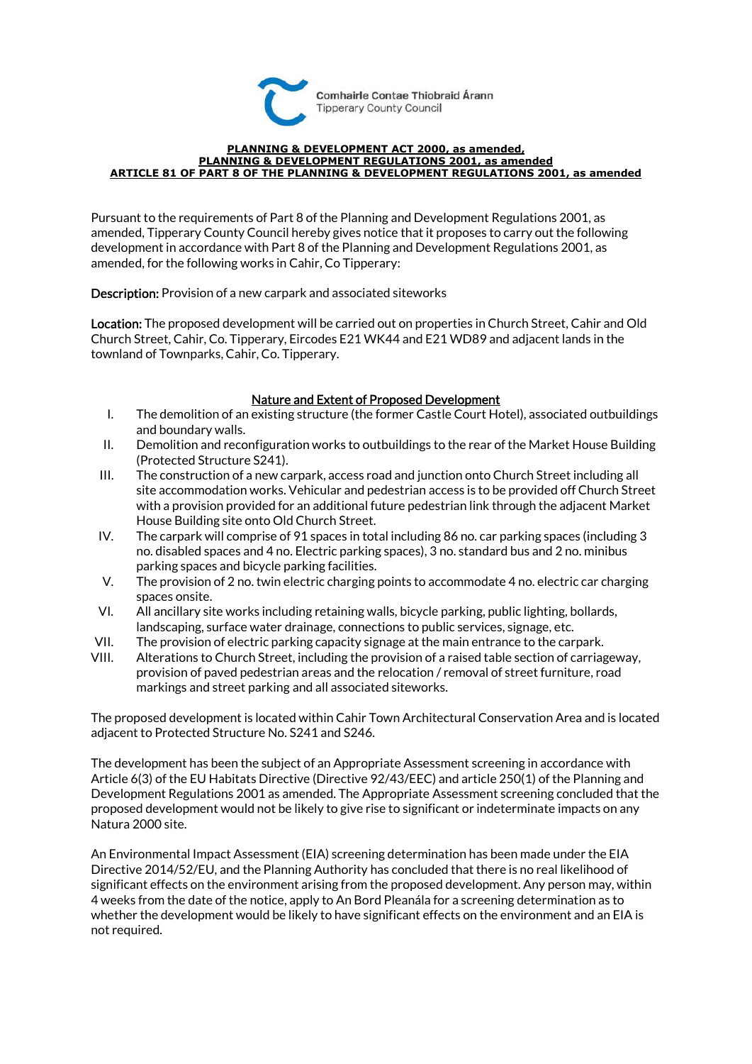Comhairle Contae Thiobraid Árann
Tipperary County Council

**PLANNING & DEVELOPMENT ACT 2000, as amended,**
**PLANNING & DEVELOPMENT REGULATIONS 2001, as amended**
**ARTICLE 81 OF PART 8 OF THE PLANNING & DEVELOPMENT REGULATIONS 2001, as amended**

Pursuant to the requirements of Part 8 of the Planning and Development Regulations 2001, as amended, Tipperary County Council hereby gives notice that it proposes to carry out the following development in accordance with Part 8 of the Planning and Development Regulations 2001, as amended, for the following works in Cahir, Co Tipperary:

**Description:** Provision of a new carpark and associated siteworks

**Location:** The proposed development will be carried out on properties in Church Street, Cahir and Old Church Street, Cahir, Co. Tipperary, Eircodes E21 WK44 and E21 WD89 and adjacent lands in the townland of Townparks, Cahir, Co. Tipperary.

## Nature and Extent of Proposed Development

I. The demolition of an existing structure (the former Castle Court Hotel), associated outbuildings and boundary walls.

II. Demolition and reconfiguration works to outbuildings to the rear of the Market House Building (Protected Structure S241).

III. The construction of a new carpark, access road and junction onto Church Street including all site accommodation works. Vehicular and pedestrian access is to be provided off Church Street with a provision provided for an additional future pedestrian link through the adjacent Market House Building site onto Old Church Street.

IV. The carpark will comprise of 91 spaces in total including 86 no. car parking spaces (including 3 no. disabled spaces and 4 no. Electric parking spaces), 3 no. standard bus and 2 no. minibus parking spaces and bicycle parking facilities.

V. The provision of 2 no. twin electric charging points to accommodate 4 no. electric car charging spaces onsite.

VI. All ancillary site works including retaining walls, bicycle parking, public lighting, bollards, landscaping, surface water drainage, connections to public services, signage, etc.

VII. The provision of electric parking capacity signage at the main entrance to the carpark.

VIII. Alterations to Church Street, including the provision of a raised table section of carriageway, provision of paved pedestrian areas and the relocation / removal of street furniture, road markings and street parking and all associated siteworks.

The proposed development is located within Cahir Town Architectural Conservation Area and is located adjacent to Protected Structure No. S241 and S246.

The development has been the subject of an Appropriate Assessment screening in accordance with Article 6(3) of the EU Habitats Directive (Directive 92/43/EEC) and article 250(1) of the Planning and Development Regulations 2001 as amended. The Appropriate Assessment screening concluded that the proposed development would not be likely to give rise to significant or indeterminate impacts on any Natura 2000 site.

An Environmental Impact Assessment (EIA) screening determination has been made under the EIA Directive 2014/52/EU, and the Planning Authority has concluded that there is no real likelihood of significant effects on the environment arising from the proposed development. Any person may, within 4 weeks from the date of the notice, apply to An Bord Pleanála for a screening determination as to whether the development would be likely to have significant effects on the environment and an EIA is not required.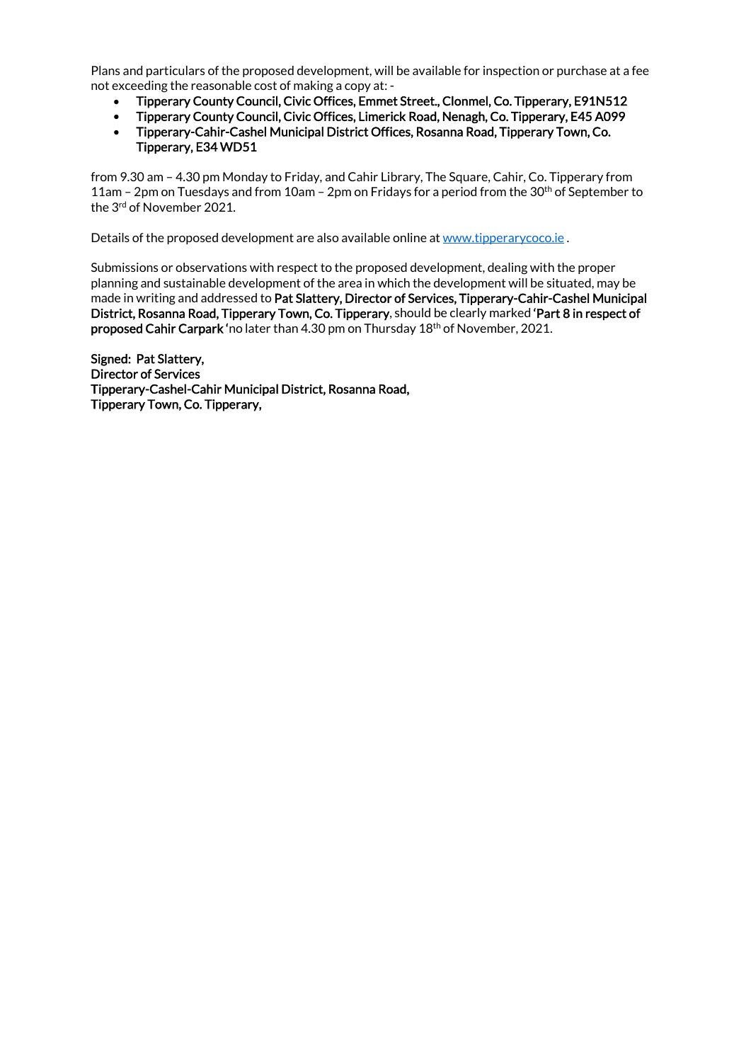Plans and particulars of the proposed development, will be available for inspection or purchase at a fee not exceeding the reasonable cost of making a copy at: -

- **Tipperary County Council, Civic Offices, Emmet Street., Clonmel, Co. Tipperary, E91N512**
- **Tipperary County Council, Civic Offices, Limerick Road, Nenagh, Co. Tipperary, E45 A099**
- **Tipperary-Cahir-Cashel Municipal District Offices, Rosanna Road, Tipperary Town, Co. Tipperary, E34 WD51**

from 9.30 am – 4.30 pm Monday to Friday, and Cahir Library, The Square, Cahir, Co. Tipperary from 11am – 2pm on Tuesdays and from 10am – 2pm on Fridays for a period from the 30th of September to the 3rd of November 2021.

Details of the proposed development are also available online at [www.tipperarycoco.ie](www.tipperarycoco.ie) .

Submissions or observations with respect to the proposed development, dealing with the proper planning and sustainable development of the area in which the development will be situated, may be made in writing and addressed to **Pat Slattery, Director of Services, Tipperary-Cahir-Cashel Municipal District, Rosanna Road, Tipperary Town, Co. Tipperary**, should be clearly marked **'Part 8 in respect of proposed Cahir Carpark** 'no later than 4.30 pm on Thursday 18th of November, 2021.

**Signed: Pat Slattery,**
**Director of Services**
**Tipperary-Cashel-Cahir Municipal District, Rosanna Road,**
**Tipperary Town, Co. Tipperary,**